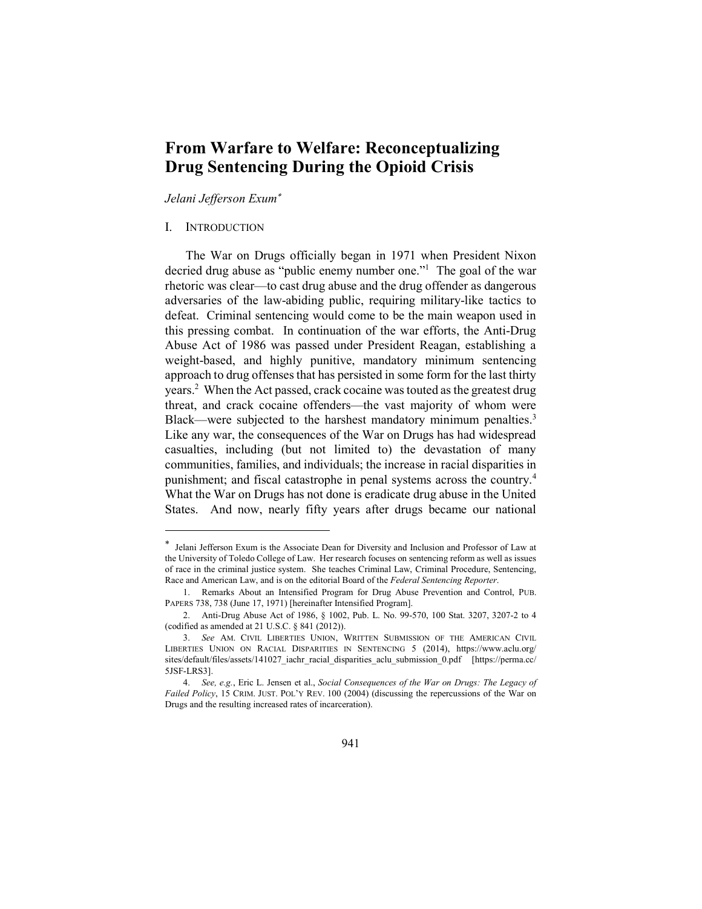# From Warfare to Welfare: Reconceptualizing Drug Sentencing During the Opioid Crisis

*Jelani Jefferson Exum*[*]

## I. INTRODUCTION

The War on Drugs officially began in 1971 when President Nixon decried drug abuse as "public enemy number one."[1] The goal of the war rhetoric was clear—to cast drug abuse and the drug offender as dangerous adversaries of the law-abiding public, requiring military-like tactics to defeat. Criminal sentencing would come to be the main weapon used in this pressing combat. In continuation of the war efforts, the Anti-Drug Abuse Act of 1986 was passed under President Reagan, establishing a weight-based, and highly punitive, mandatory minimum sentencing approach to drug offenses that has persisted in some form for the last thirty years.[2] When the Act passed, crack cocaine was touted as the greatest drug threat, and crack cocaine offenders—the vast majority of whom were Black—were subjected to the harshest mandatory minimum penalties.[3] Like any war, the consequences of the War on Drugs has had widespread casualties, including (but not limited to) the devastation of many communities, families, and individuals; the increase in racial disparities in punishment; and fiscal catastrophe in penal systems across the country.[4] What the War on Drugs has not done is eradicate drug abuse in the United States. And now, nearly fifty years after drugs became our national

---

[*] Jelani Jefferson Exum is the Associate Dean for Diversity and Inclusion and Professor of Law at the University of Toledo College of Law. Her research focuses on sentencing reform as well as issues of race in the criminal justice system. She teaches Criminal Law, Criminal Procedure, Sentencing, Race and American Law, and is on the editorial Board of the *Federal Sentencing Reporter*.

1. Remarks About an Intensified Program for Drug Abuse Prevention and Control, PUB. PAPERS 738, 738 (June 17, 1971) [hereinafter Intensified Program].

2. Anti-Drug Abuse Act of 1986, § 1002, Pub. L. No. 99-570, 100 Stat. 3207, 3207-2 to 4 (codified as amended at 21 U.S.C. § 841 (2012)).

3. *See* AM. CIVIL LIBERTIES UNION, WRITTEN SUBMISSION OF THE AMERICAN CIVIL LIBERTIES UNION ON RACIAL DISPARITIES IN SENTENCING 5 (2014), https://www.aclu.org/sites/default/files/assets/141027_iachr_racial_disparities_aclu_submission_0.pdf [https://perma.cc/5JSF-LRS3].

4. *See, e.g.*, Eric L. Jensen et al., *Social Consequences of the War on Drugs: The Legacy of Failed Policy*, 15 CRIM. JUST. POL'Y REV. 100 (2004) (discussing the repercussions of the War on Drugs and the resulting increased rates of incarceration).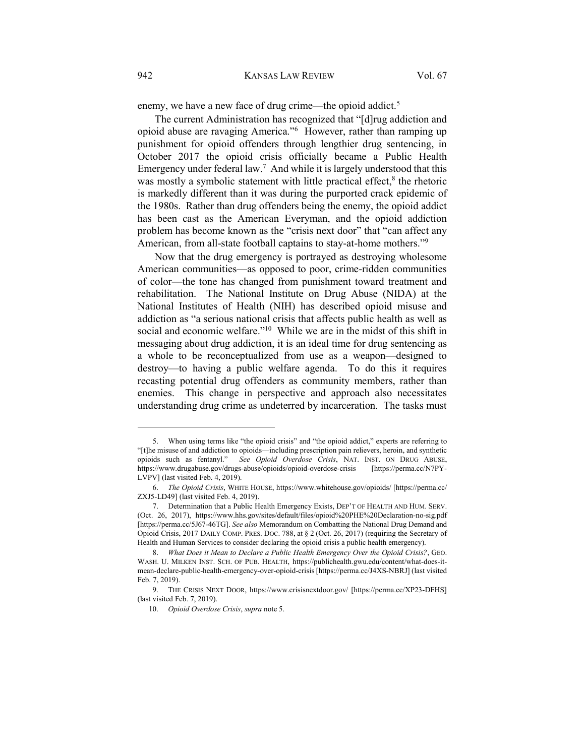enemy, we have a new face of drug crime—the opioid addict.[5]

The current Administration has recognized that "[d]rug addiction and opioid abuse are ravaging America."[6] However, rather than ramping up punishment for opioid offenders through lengthier drug sentencing, in October 2017 the opioid crisis officially became a Public Health Emergency under federal law.[7] And while it is largely understood that this was mostly a symbolic statement with little practical effect,[8] the rhetoric is markedly different than it was during the purported crack epidemic of the 1980s. Rather than drug offenders being the enemy, the opioid addict has been cast as the American Everyman, and the opioid addiction problem has become known as the "crisis next door" that "can affect any American, from all-state football captains to stay-at-home mothers."[9]

Now that the drug emergency is portrayed as destroying wholesome American communities—as opposed to poor, crime-ridden communities of color—the tone has changed from punishment toward treatment and rehabilitation. The National Institute on Drug Abuse (NIDA) at the National Institutes of Health (NIH) has described opioid misuse and addiction as "a serious national crisis that affects public health as well as social and economic welfare."[10] While we are in the midst of this shift in messaging about drug addiction, it is an ideal time for drug sentencing as a whole to be reconceptualized from use as a weapon—designed to destroy—to having a public welfare agenda. To do this it requires recasting potential drug offenders as community members, rather than enemies. This change in perspective and approach also necessitates understanding drug crime as undeterred by incarceration. The tasks must

---

5. When using terms like "the opioid crisis" and "the opioid addict," experts are referring to "[t]he misuse of and addiction to opioids—including prescription pain relievers, heroin, and synthetic opioids such as fentanyl." *See Opioid Overdose Crisis*, NAT. INST. ON DRUG ABUSE, https://www.drugabuse.gov/drugs-abuse/opioids/opioid-overdose-crisis [https://perma.cc/N7PY-LVPV] (last visited Feb. 4, 2019).

6. *The Opioid Crisis*, WHITE HOUSE, https://www.whitehouse.gov/opioids/ [https://perma.cc/ZXJ5-LD49] (last visited Feb. 4, 2019).

7. Determination that a Public Health Emergency Exists, DEP'T OF HEALTH AND HUM. SERV. (Oct. 26, 2017), https://www.hhs.gov/sites/default/files/opioid%20PHE%20Declaration-no-sig.pdf [https://perma.cc/5J67-46TG]. *See also* Memorandum on Combatting the National Drug Demand and Opioid Crisis, 2017 DAILY COMP. PRES. DOC. 788, at § 2 (Oct. 26, 2017) (requiring the Secretary of Health and Human Services to consider declaring the opioid crisis a public health emergency).

8. *What Does it Mean to Declare a Public Health Emergency Over the Opioid Crisis?*, GEO. WASH. U. MILKEN INST. SCH. OF PUB. HEALTH, https://publichealth.gwu.edu/content/what-does-it-mean-declare-public-health-emergency-over-opioid-crisis [https://perma.cc/J4XS-NBRJ] (last visited Feb. 7, 2019).

9. THE CRISIS NEXT DOOR, https://www.crisisnextdoor.gov/ [https://perma.cc/XP23-DFHS] (last visited Feb. 7, 2019).

10. *Opioid Overdose Crisis*, *supra* note 5.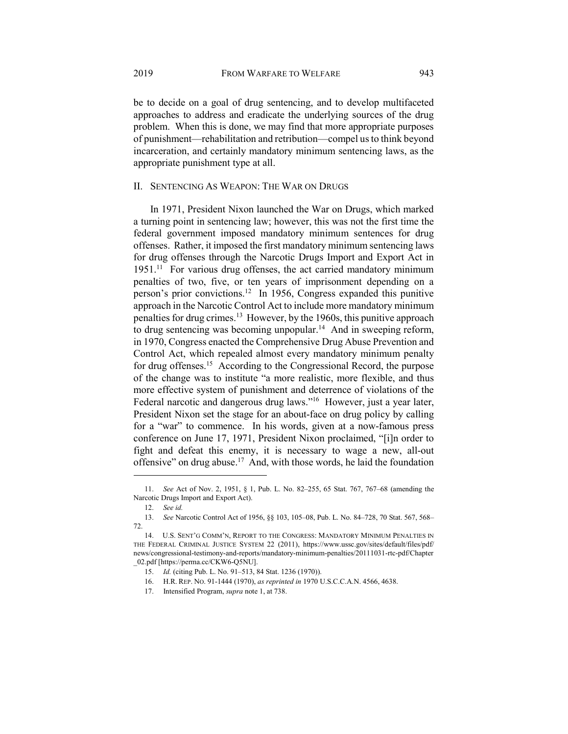be to decide on a goal of drug sentencing, and to develop multifaceted approaches to address and eradicate the underlying sources of the drug problem. When this is done, we may find that more appropriate purposes of punishment—rehabilitation and retribution—compel us to think beyond incarceration, and certainly mandatory minimum sentencing laws, as the appropriate punishment type at all.

## II. SENTENCING AS WEAPON: THE WAR ON DRUGS

In 1971, President Nixon launched the War on Drugs, which marked a turning point in sentencing law; however, this was not the first time the federal government imposed mandatory minimum sentences for drug offenses. Rather, it imposed the first mandatory minimum sentencing laws for drug offenses through the Narcotic Drugs Import and Export Act in 1951.[11] For various drug offenses, the act carried mandatory minimum penalties of two, five, or ten years of imprisonment depending on a person's prior convictions.[12] In 1956, Congress expanded this punitive approach in the Narcotic Control Act to include more mandatory minimum penalties for drug crimes.[13] However, by the 1960s, this punitive approach to drug sentencing was becoming unpopular.[14] And in sweeping reform, in 1970, Congress enacted the Comprehensive Drug Abuse Prevention and Control Act, which repealed almost every mandatory minimum penalty for drug offenses.[15] According to the Congressional Record, the purpose of the change was to institute "a more realistic, more flexible, and thus more effective system of punishment and deterrence of violations of the Federal narcotic and dangerous drug laws."[16] However, just a year later, President Nixon set the stage for an about-face on drug policy by calling for a "war" to commence. In his words, given at a now-famous press conference on June 17, 1971, President Nixon proclaimed, "[i]n order to fight and defeat this enemy, it is necessary to wage a new, all-out offensive" on drug abuse.[17] And, with those words, he laid the foundation

---

11. *See* Act of Nov. 2, 1951, § 1, Pub. L. No. 82–255, 65 Stat. 767, 767–68 (amending the Narcotic Drugs Import and Export Act).

12. *See id.*

13. *See* Narcotic Control Act of 1956, §§ 103, 105–08, Pub. L. No. 84–728, 70 Stat. 567, 568–72.

14. U.S. SENT'G COMM'N, REPORT TO THE CONGRESS: MANDATORY MINIMUM PENALTIES IN THE FEDERAL CRIMINAL JUSTICE SYSTEM 22 (2011), https://www.ussc.gov/sites/default/files/pdf/news/congressional-testimony-and-reports/mandatory-minimum-penalties/20111031-rtc-pdf/Chapter_02.pdf [https://perma.cc/CKW6-Q5NU].

15. *Id.* (citing Pub. L. No. 91–513, 84 Stat. 1236 (1970)).

16. H.R. REP. NO. 91-1444 (1970), *as reprinted in* 1970 U.S.C.C.A.N. 4566, 4638.

17. Intensified Program, *supra* note 1, at 738.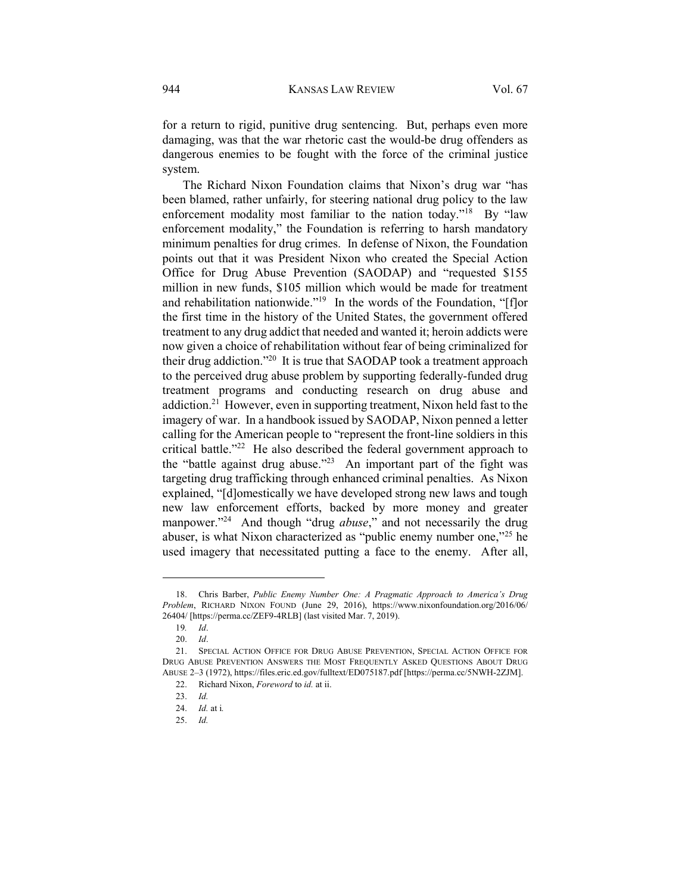for a return to rigid, punitive drug sentencing. But, perhaps even more damaging, was that the war rhetoric cast the would-be drug offenders as dangerous enemies to be fought with the force of the criminal justice system.

The Richard Nixon Foundation claims that Nixon's drug war "has been blamed, rather unfairly, for steering national drug policy to the law enforcement modality most familiar to the nation today."[18] By "law enforcement modality," the Foundation is referring to harsh mandatory minimum penalties for drug crimes. In defense of Nixon, the Foundation points out that it was President Nixon who created the Special Action Office for Drug Abuse Prevention (SAODAP) and "requested $155 million in new funds, $105 million which would be made for treatment and rehabilitation nationwide."[19] In the words of the Foundation, "[f]or the first time in the history of the United States, the government offered treatment to any drug addict that needed and wanted it; heroin addicts were now given a choice of rehabilitation without fear of being criminalized for their drug addiction."[20] It is true that SAODAP took a treatment approach to the perceived drug abuse problem by supporting federally-funded drug treatment programs and conducting research on drug abuse and addiction.[21] However, even in supporting treatment, Nixon held fast to the imagery of war. In a handbook issued by SAODAP, Nixon penned a letter calling for the American people to "represent the front-line soldiers in this critical battle."[22] He also described the federal government approach to the "battle against drug abuse."[23] An important part of the fight was targeting drug trafficking through enhanced criminal penalties. As Nixon explained, "[d]omestically we have developed strong new laws and tough new law enforcement efforts, backed by more money and greater manpower."[24] And though "drug *abuse*," and not necessarily the drug abuser, is what Nixon characterized as "public enemy number one,"[25] he used imagery that necessitated putting a face to the enemy. After all,

---

18. Chris Barber, *Public Enemy Number One: A Pragmatic Approach to America's Drug Problem*, RICHARD NIXON FOUND (June 29, 2016), https://www.nixonfoundation.org/2016/06/26404/ [https://perma.cc/ZEF9-4RLB] (last visited Mar. 7, 2019).

19. *Id*.

20. *Id*.

21. SPECIAL ACTION OFFICE FOR DRUG ABUSE PREVENTION, SPECIAL ACTION OFFICE FOR DRUG ABUSE PREVENTION ANSWERS THE MOST FREQUENTLY ASKED QUESTIONS ABOUT DRUG ABUSE 2–3 (1972), https://files.eric.ed.gov/fulltext/ED075187.pdf [https://perma.cc/5NWH-2ZJM].

22. Richard Nixon, *Foreword* to *id.* at ii.

23. *Id.*

24. *Id.* at i.

25. *Id.*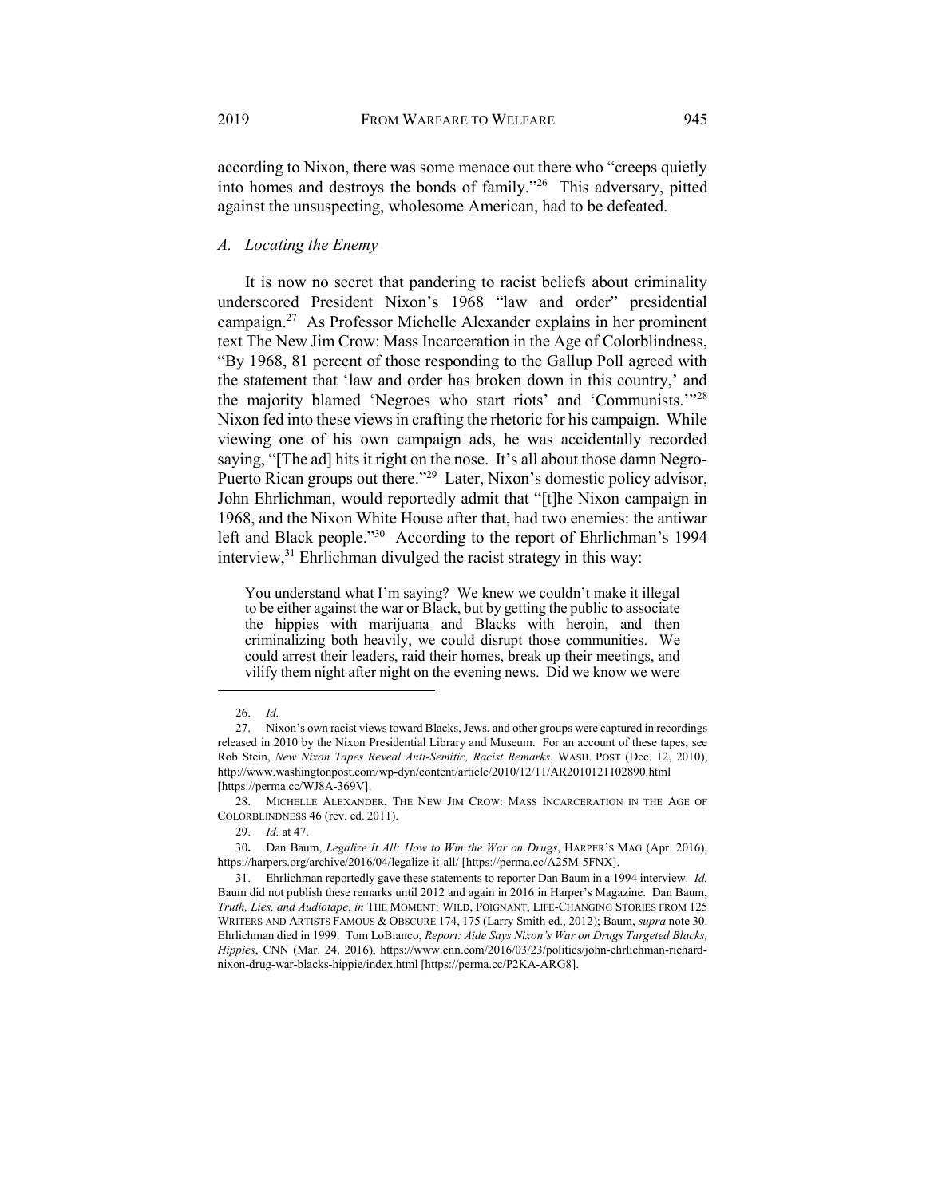according to Nixon, there was some menace out there who "creeps quietly into homes and destroys the bonds of family."[26] This adversary, pitted against the unsuspecting, wholesome American, had to be defeated.

### *A. Locating the Enemy*

It is now no secret that pandering to racist beliefs about criminality underscored President Nixon's 1968 "law and order" presidential campaign.[27] As Professor Michelle Alexander explains in her prominent text The New Jim Crow: Mass Incarceration in the Age of Colorblindness, "By 1968, 81 percent of those responding to the Gallup Poll agreed with the statement that 'law and order has broken down in this country,' and the majority blamed 'Negroes who start riots' and 'Communists.'"[28] Nixon fed into these views in crafting the rhetoric for his campaign. While viewing one of his own campaign ads, he was accidentally recorded saying, "[The ad] hits it right on the nose. It's all about those damn Negro-Puerto Rican groups out there."[29] Later, Nixon's domestic policy advisor, John Ehrlichman, would reportedly admit that "[t]he Nixon campaign in 1968, and the Nixon White House after that, had two enemies: the antiwar left and Black people."[30] According to the report of Ehrlichman's 1994 interview,[31] Ehrlichman divulged the racist strategy in this way:

> You understand what I'm saying? We knew we couldn't make it illegal to be either against the war or Black, but by getting the public to associate the hippies with marijuana and Blacks with heroin, and then criminalizing both heavily, we could disrupt those communities. We could arrest their leaders, raid their homes, break up their meetings, and vilify them night after night on the evening news. Did we know we were

---

26. *Id.*

27. Nixon's own racist views toward Blacks, Jews, and other groups were captured in recordings released in 2010 by the Nixon Presidential Library and Museum. For an account of these tapes, see Rob Stein, *New Nixon Tapes Reveal Anti-Semitic, Racist Remarks*, WASH. POST (Dec. 12, 2010), http://www.washingtonpost.com/wp-dyn/content/article/2010/12/11/AR2010121102890.html [https://perma.cc/WJ8A-369V].

28. MICHELLE ALEXANDER, THE NEW JIM CROW: MASS INCARCERATION IN THE AGE OF COLORBLINDNESS 46 (rev. ed. 2011).

29. *Id.* at 47.

30. Dan Baum, *Legalize It All: How to Win the War on Drugs*, HARPER'S MAG (Apr. 2016), https://harpers.org/archive/2016/04/legalize-it-all/ [https://perma.cc/A25M-5FNX].

31. Ehrlichman reportedly gave these statements to reporter Dan Baum in a 1994 interview. *Id.* Baum did not publish these remarks until 2012 and again in 2016 in Harper's Magazine. Dan Baum, *Truth, Lies, and Audiotape*, *in* THE MOMENT: WILD, POIGNANT, LIFE-CHANGING STORIES FROM 125 WRITERS AND ARTISTS FAMOUS & OBSCURE 174, 175 (Larry Smith ed., 2012); Baum, *supra* note 30. Ehrlichman died in 1999. Tom LoBianco, *Report: Aide Says Nixon's War on Drugs Targeted Blacks, Hippies*, CNN (Mar. 24, 2016), https://www.cnn.com/2016/03/23/politics/john-ehrlichman-richard-nixon-drug-war-blacks-hippie/index.html [https://perma.cc/P2KA-ARG8].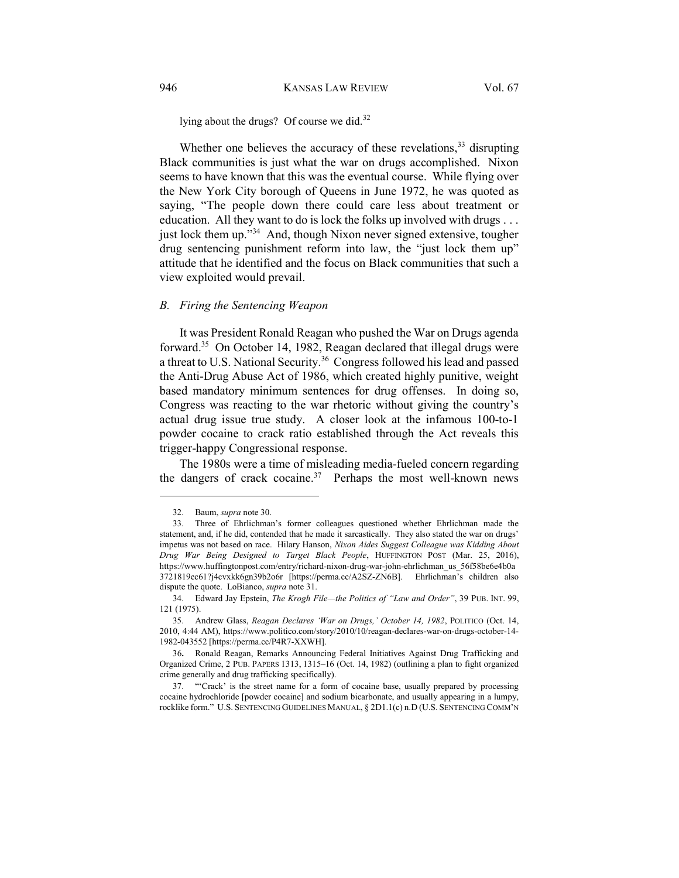lying about the drugs? Of course we did.[32]

Whether one believes the accuracy of these revelations,[33] disrupting Black communities is just what the war on drugs accomplished. Nixon seems to have known that this was the eventual course. While flying over the New York City borough of Queens in June 1972, he was quoted as saying, "The people down there could care less about treatment or education. All they want to do is lock the folks up involved with drugs . . . just lock them up."[34] And, though Nixon never signed extensive, tougher drug sentencing punishment reform into law, the "just lock them up" attitude that he identified and the focus on Black communities that such a view exploited would prevail.

### *B. Firing the Sentencing Weapon*

It was President Ronald Reagan who pushed the War on Drugs agenda forward.[35] On October 14, 1982, Reagan declared that illegal drugs were a threat to U.S. National Security.[36] Congress followed his lead and passed the Anti-Drug Abuse Act of 1986, which created highly punitive, weight based mandatory minimum sentences for drug offenses. In doing so, Congress was reacting to the war rhetoric without giving the country's actual drug issue true study. A closer look at the infamous 100-to-1 powder cocaine to crack ratio established through the Act reveals this trigger-happy Congressional response.

The 1980s were a time of misleading media-fueled concern regarding the dangers of crack cocaine.[37] Perhaps the most well-known news

---

32. Baum, *supra* note 30.

33. Three of Ehrlichman's former colleagues questioned whether Ehrlichman made the statement, and, if he did, contended that he made it sarcastically. They also stated the war on drugs' impetus was not based on race. Hilary Hanson, *Nixon Aides Suggest Colleague was Kidding About Drug War Being Designed to Target Black People*, HUFFINGTON POST (Mar. 25, 2016), https://www.huffingtonpost.com/entry/richard-nixon-drug-war-john-ehrlichman_us_56f58be6e4b0a3721819ec61?j4cvxkk6gn39b2o6r [https://perma.cc/A2SZ-ZN6B]. Ehrlichman's children also dispute the quote. LoBianco, *supra* note 31.

34. Edward Jay Epstein, *The Krogh File—the Politics of "Law and Order"*, 39 PUB. INT. 99, 121 (1975).

35. Andrew Glass, *Reagan Declares 'War on Drugs,' October 14, 1982*, POLITICO (Oct. 14, 2010, 4:44 AM), https://www.politico.com/story/2010/10/reagan-declares-war-on-drugs-october-14-1982-043552 [https://perma.cc/P4R7-XXWH].

36. Ronald Reagan, Remarks Announcing Federal Initiatives Against Drug Trafficking and Organized Crime, 2 PUB. PAPERS 1313, 1315–16 (Oct. 14, 1982) (outlining a plan to fight organized crime generally and drug trafficking specifically).

37. "'Crack' is the street name for a form of cocaine base, usually prepared by processing cocaine hydrochloride [powder cocaine] and sodium bicarbonate, and usually appearing in a lumpy, rocklike form." U.S. SENTENCING GUIDELINES MANUAL, § 2D1.1(c) n.D (U.S. SENTENCING COMM'N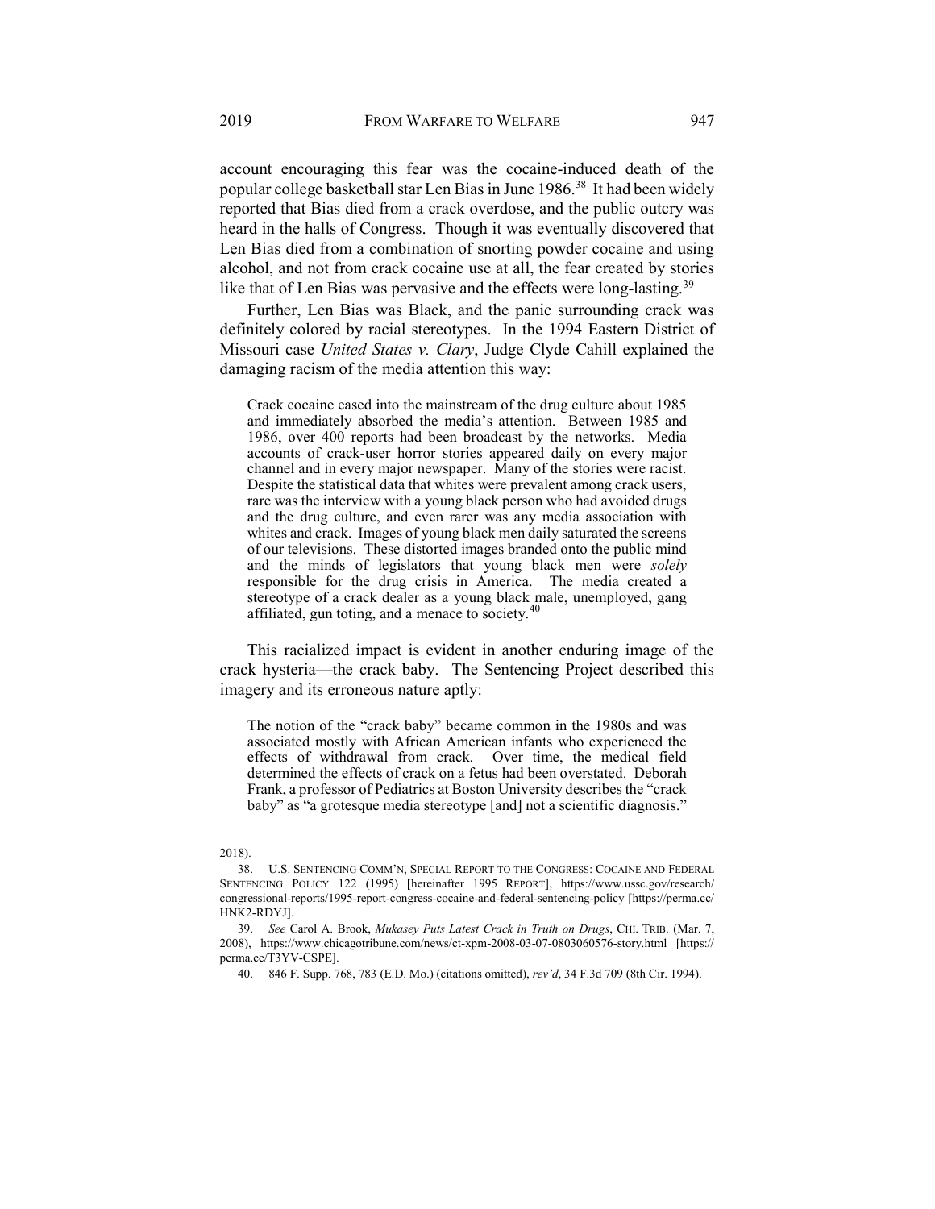account encouraging this fear was the cocaine-induced death of the popular college basketball star Len Bias in June 1986.[38] It had been widely reported that Bias died from a crack overdose, and the public outcry was heard in the halls of Congress. Though it was eventually discovered that Len Bias died from a combination of snorting powder cocaine and using alcohol, and not from crack cocaine use at all, the fear created by stories like that of Len Bias was pervasive and the effects were long-lasting.[39]

Further, Len Bias was Black, and the panic surrounding crack was definitely colored by racial stereotypes. In the 1994 Eastern District of Missouri case *United States v. Clary*, Judge Clyde Cahill explained the damaging racism of the media attention this way:

> Crack cocaine eased into the mainstream of the drug culture about 1985 and immediately absorbed the media's attention. Between 1985 and 1986, over 400 reports had been broadcast by the networks. Media accounts of crack-user horror stories appeared daily on every major channel and in every major newspaper. Many of the stories were racist. Despite the statistical data that whites were prevalent among crack users, rare was the interview with a young black person who had avoided drugs and the drug culture, and even rarer was any media association with whites and crack. Images of young black men daily saturated the screens of our televisions. These distorted images branded onto the public mind and the minds of legislators that young black men were *solely* responsible for the drug crisis in America. The media created a stereotype of a crack dealer as a young black male, unemployed, gang affiliated, gun toting, and a menace to society.[40]

This racialized impact is evident in another enduring image of the crack hysteria—the crack baby. The Sentencing Project described this imagery and its erroneous nature aptly:

> The notion of the "crack baby" became common in the 1980s and was associated mostly with African American infants who experienced the effects of withdrawal from crack. Over time, the medical field determined the effects of crack on a fetus had been overstated. Deborah Frank, a professor of Pediatrics at Boston University describes the "crack baby" as "a grotesque media stereotype [and] not a scientific diagnosis."

---

2018).

38. U.S. SENTENCING COMM'N, SPECIAL REPORT TO THE CONGRESS: COCAINE AND FEDERAL SENTENCING POLICY 122 (1995) [hereinafter 1995 REPORT], https://www.ussc.gov/research/congressional-reports/1995-report-congress-cocaine-and-federal-sentencing-policy [https://perma.cc/HNK2-RDYJ].

39. *See* Carol A. Brook, *Mukasey Puts Latest Crack in Truth on Drugs*, CHI. TRIB. (Mar. 7, 2008), https://www.chicagotribune.com/news/ct-xpm-2008-03-07-0803060576-story.html [https://perma.cc/T3YV-CSPE].

40. 846 F. Supp. 768, 783 (E.D. Mo.) (citations omitted), *rev'd*, 34 F.3d 709 (8th Cir. 1994).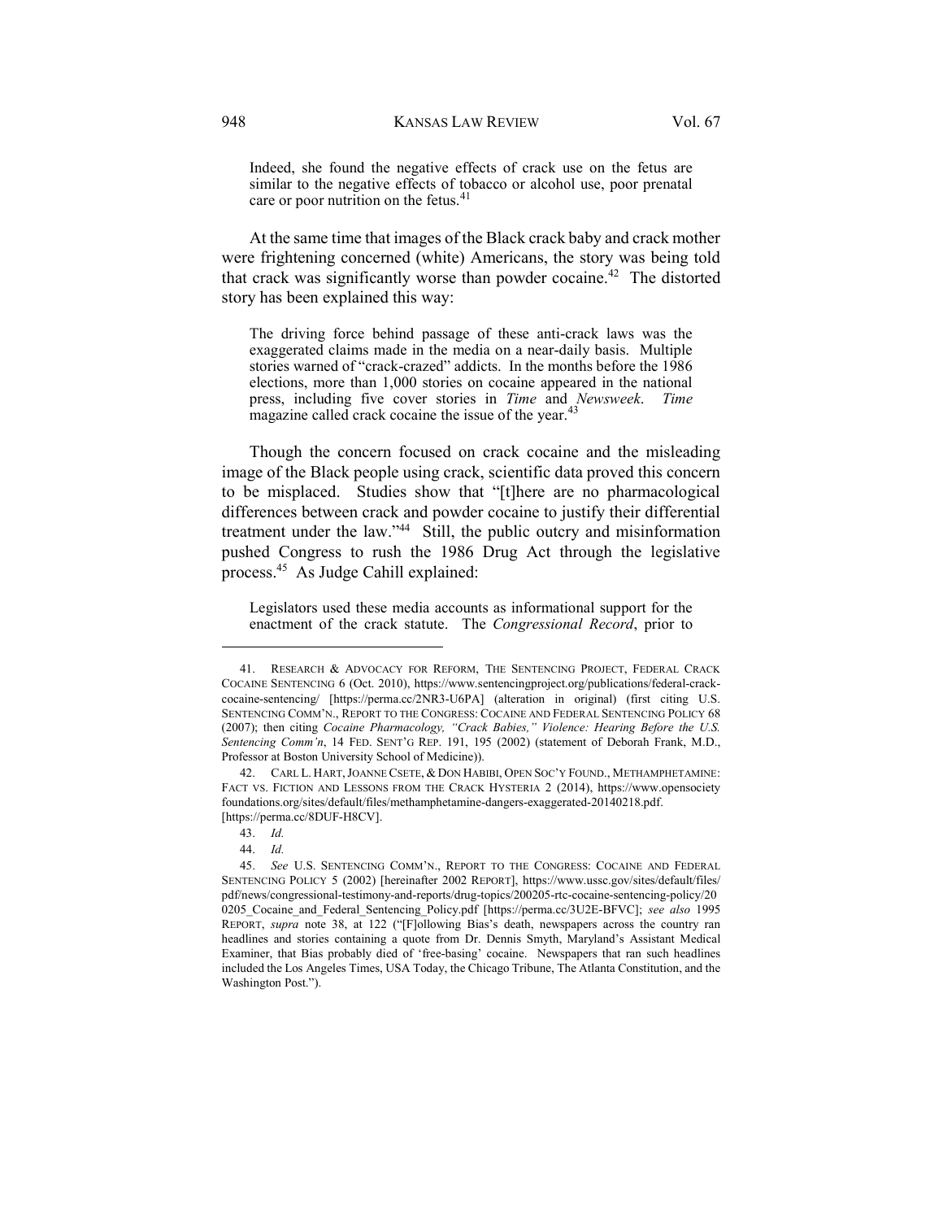> Indeed, she found the negative effects of crack use on the fetus are similar to the negative effects of tobacco or alcohol use, poor prenatal care or poor nutrition on the fetus.[41]

At the same time that images of the Black crack baby and crack mother were frightening concerned (white) Americans, the story was being told that crack was significantly worse than powder cocaine.[42] The distorted story has been explained this way:

> The driving force behind passage of these anti-crack laws was the exaggerated claims made in the media on a near-daily basis. Multiple stories warned of "crack-crazed" addicts. In the months before the 1986 elections, more than 1,000 stories on cocaine appeared in the national press, including five cover stories in *Time* and *Newsweek*. *Time* magazine called crack cocaine the issue of the year.[43]

Though the concern focused on crack cocaine and the misleading image of the Black people using crack, scientific data proved this concern to be misplaced. Studies show that "[t]here are no pharmacological differences between crack and powder cocaine to justify their differential treatment under the law."[44] Still, the public outcry and misinformation pushed Congress to rush the 1986 Drug Act through the legislative process.[45] As Judge Cahill explained:

> Legislators used these media accounts as informational support for the enactment of the crack statute. The *Congressional Record*, prior to

---

41. RESEARCH & ADVOCACY FOR REFORM, THE SENTENCING PROJECT, FEDERAL CRACK COCAINE SENTENCING 6 (Oct. 2010), https://www.sentencingproject.org/publications/federal-crack-cocaine-sentencing/ [https://perma.cc/2NR3-U6PA] (alteration in original) (first citing U.S. SENTENCING COMM'N., REPORT TO THE CONGRESS: COCAINE AND FEDERAL SENTENCING POLICY 68 (2007); then citing *Cocaine Pharmacology, "Crack Babies," Violence: Hearing Before the U.S. Sentencing Comm'n*, 14 FED. SENT'G REP. 191, 195 (2002) (statement of Deborah Frank, M.D., Professor at Boston University School of Medicine)).

42. CARL L. HART, JOANNE CSETE, & DON HABIBI, OPEN SOC'Y FOUND., METHAMPHETAMINE: FACT VS. FICTION AND LESSONS FROM THE CRACK HYSTERIA 2 (2014), https://www.opensociety foundations.org/sites/default/files/methamphetamine-dangers-exaggerated-20140218.pdf. [https://perma.cc/8DUF-H8CV].

43. *Id.*

44. *Id.*

45. *See* U.S. SENTENCING COMM'N., REPORT TO THE CONGRESS: COCAINE AND FEDERAL SENTENCING POLICY 5 (2002) [hereinafter 2002 REPORT], https://www.ussc.gov/sites/default/files/pdf/news/congressional-testimony-and-reports/drug-topics/200205-rtc-cocaine-sentencing-policy/200205_Cocaine_and_Federal_Sentencing_Policy.pdf [https://perma.cc/3U2E-BFVC]; *see also* 1995 REPORT, *supra* note 38, at 122 ("[F]ollowing Bias's death, newspapers across the country ran headlines and stories containing a quote from Dr. Dennis Smyth, Maryland's Assistant Medical Examiner, that Bias probably died of 'free-basing' cocaine. Newspapers that ran such headlines included the Los Angeles Times, USA Today, the Chicago Tribune, The Atlanta Constitution, and the Washington Post.").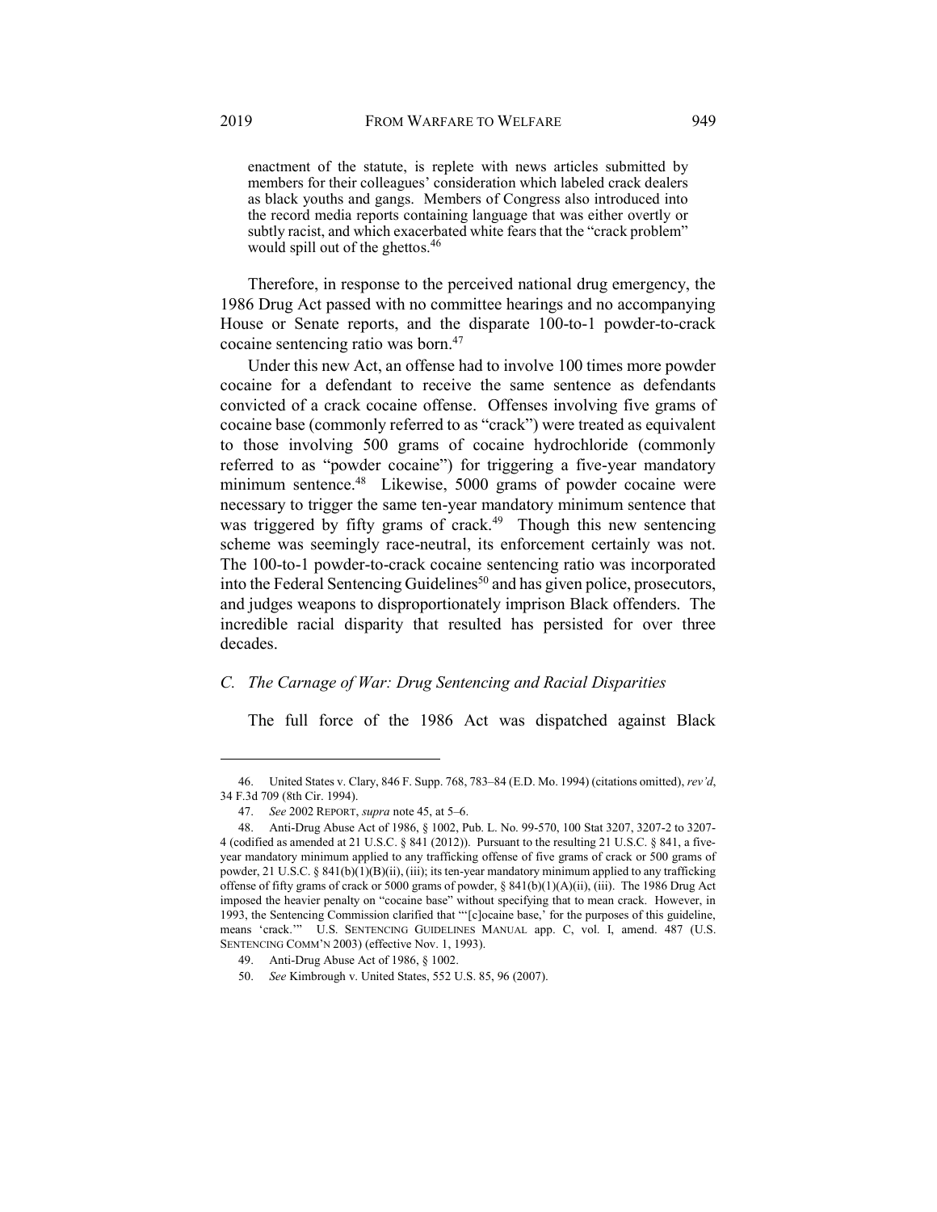> enactment of the statute, is replete with news articles submitted by members for their colleagues' consideration which labeled crack dealers as black youths and gangs. Members of Congress also introduced into the record media reports containing language that was either overtly or subtly racist, and which exacerbated white fears that the "crack problem" would spill out of the ghettos.[46]

Therefore, in response to the perceived national drug emergency, the 1986 Drug Act passed with no committee hearings and no accompanying House or Senate reports, and the disparate 100-to-1 powder-to-crack cocaine sentencing ratio was born.[47]

Under this new Act, an offense had to involve 100 times more powder cocaine for a defendant to receive the same sentence as defendants convicted of a crack cocaine offense. Offenses involving five grams of cocaine base (commonly referred to as "crack") were treated as equivalent to those involving 500 grams of cocaine hydrochloride (commonly referred to as "powder cocaine") for triggering a five-year mandatory minimum sentence.[48] Likewise, 5000 grams of powder cocaine were necessary to trigger the same ten-year mandatory minimum sentence that was triggered by fifty grams of crack.[49] Though this new sentencing scheme was seemingly race-neutral, its enforcement certainly was not. The 100-to-1 powder-to-crack cocaine sentencing ratio was incorporated into the Federal Sentencing Guidelines[50] and has given police, prosecutors, and judges weapons to disproportionately imprison Black offenders. The incredible racial disparity that resulted has persisted for over three decades.

### *C. The Carnage of War: Drug Sentencing and Racial Disparities*

The full force of the 1986 Act was dispatched against Black

---

46. United States v. Clary, 846 F. Supp. 768, 783–84 (E.D. Mo. 1994) (citations omitted), *rev'd*, 34 F.3d 709 (8th Cir. 1994).

47. *See* 2002 REPORT, *supra* note 45, at 5–6.

48. Anti-Drug Abuse Act of 1986, § 1002, Pub. L. No. 99-570, 100 Stat 3207, 3207-2 to 3207-4 (codified as amended at 21 U.S.C. § 841 (2012)). Pursuant to the resulting 21 U.S.C. § 841, a five-year mandatory minimum applied to any trafficking offense of five grams of crack or 500 grams of powder, 21 U.S.C. § 841(b)(1)(B)(ii), (iii); its ten-year mandatory minimum applied to any trafficking offense of fifty grams of crack or 5000 grams of powder, § 841(b)(1)(A)(ii), (iii). The 1986 Drug Act imposed the heavier penalty on "cocaine base" without specifying that to mean crack. However, in 1993, the Sentencing Commission clarified that "'[c]ocaine base,' for the purposes of this guideline, means 'crack.'" U.S. SENTENCING GUIDELINES MANUAL app. C, vol. I, amend. 487 (U.S. SENTENCING COMM'N 2003) (effective Nov. 1, 1993).

49. Anti-Drug Abuse Act of 1986, § 1002.

50. *See* Kimbrough v. United States, 552 U.S. 85, 96 (2007).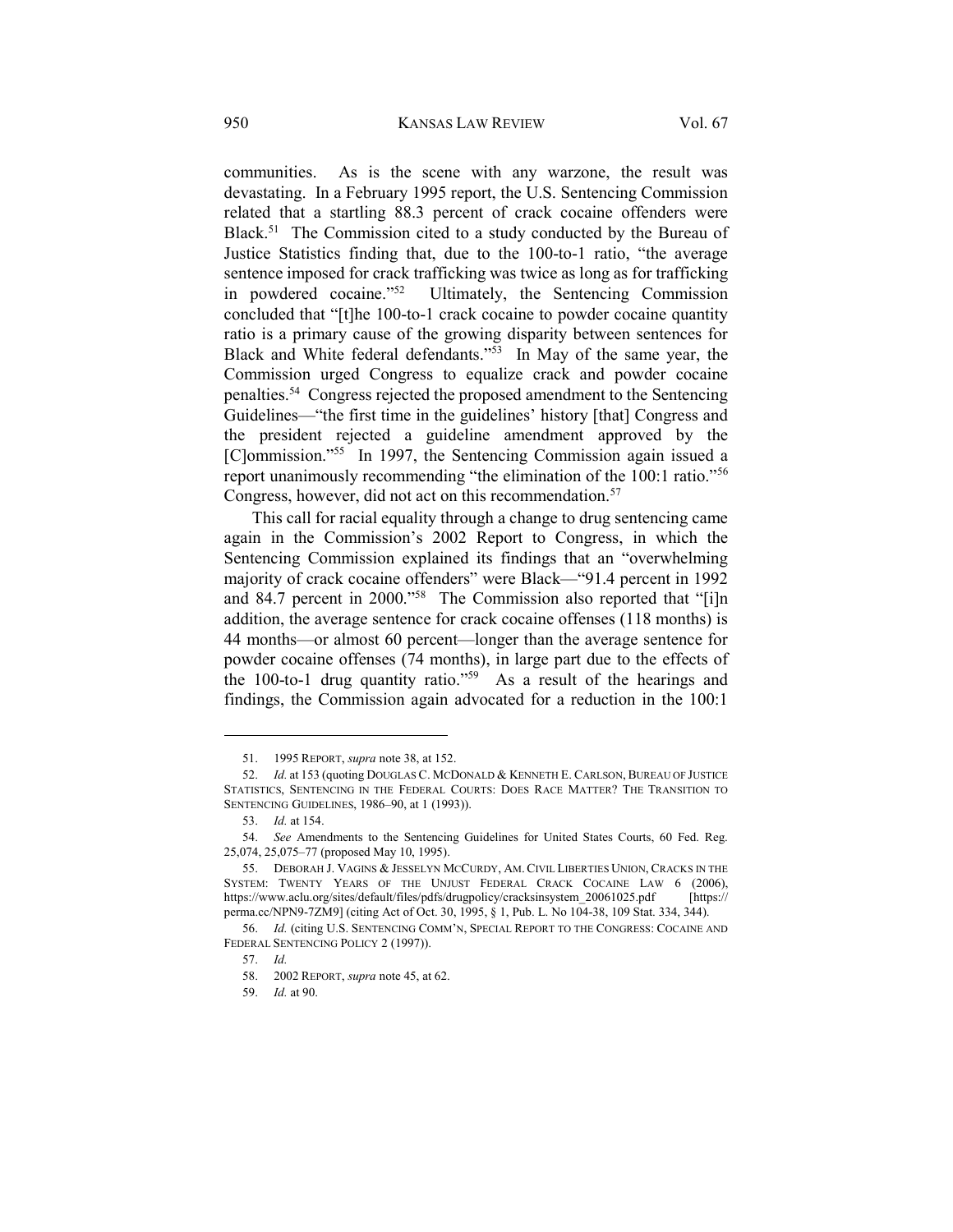communities. As is the scene with any warzone, the result was devastating. In a February 1995 report, the U.S. Sentencing Commission related that a startling 88.3 percent of crack cocaine offenders were Black.[51] The Commission cited to a study conducted by the Bureau of Justice Statistics finding that, due to the 100-to-1 ratio, "the average sentence imposed for crack trafficking was twice as long as for trafficking in powdered cocaine."[52] Ultimately, the Sentencing Commission concluded that "[t]he 100-to-1 crack cocaine to powder cocaine quantity ratio is a primary cause of the growing disparity between sentences for Black and White federal defendants."[53] In May of the same year, the Commission urged Congress to equalize crack and powder cocaine penalties.[54] Congress rejected the proposed amendment to the Sentencing Guidelines—"the first time in the guidelines' history [that] Congress and the president rejected a guideline amendment approved by the [C]ommission."[55] In 1997, the Sentencing Commission again issued a report unanimously recommending "the elimination of the 100:1 ratio."[56] Congress, however, did not act on this recommendation.[57]

This call for racial equality through a change to drug sentencing came again in the Commission's 2002 Report to Congress, in which the Sentencing Commission explained its findings that an "overwhelming majority of crack cocaine offenders" were Black—"91.4 percent in 1992 and 84.7 percent in 2000."[58] The Commission also reported that "[i]n addition, the average sentence for crack cocaine offenses (118 months) is 44 months—or almost 60 percent—longer than the average sentence for powder cocaine offenses (74 months), in large part due to the effects of the 100-to-1 drug quantity ratio."[59] As a result of the hearings and findings, the Commission again advocated for a reduction in the 100:1

---

51. 1995 REPORT, *supra* note 38, at 152.

52. *Id.* at 153 (quoting DOUGLAS C. MCDONALD & KENNETH E. CARLSON, BUREAU OF JUSTICE STATISTICS, SENTENCING IN THE FEDERAL COURTS: DOES RACE MATTER? THE TRANSITION TO SENTENCING GUIDELINES, 1986–90, at 1 (1993)).

53. *Id.* at 154.

54. *See* Amendments to the Sentencing Guidelines for United States Courts, 60 Fed. Reg. 25,074, 25,075–77 (proposed May 10, 1995).

55. DEBORAH J. VAGINS & JESSELYN MCCURDY, AM. CIVIL LIBERTIES UNION, CRACKS IN THE SYSTEM: TWENTY YEARS OF THE UNJUST FEDERAL CRACK COCAINE LAW 6 (2006), https://www.aclu.org/sites/default/files/pdfs/drugpolicy/cracksinsystem_20061025.pdf [https://perma.cc/NPN9-7ZM9] (citing Act of Oct. 30, 1995, § 1, Pub. L. No 104-38, 109 Stat. 334, 344).

56. *Id.* (citing U.S. SENTENCING COMM'N, SPECIAL REPORT TO THE CONGRESS: COCAINE AND FEDERAL SENTENCING POLICY 2 (1997)).

57. *Id.*

58. 2002 REPORT, *supra* note 45, at 62.

59. *Id.* at 90.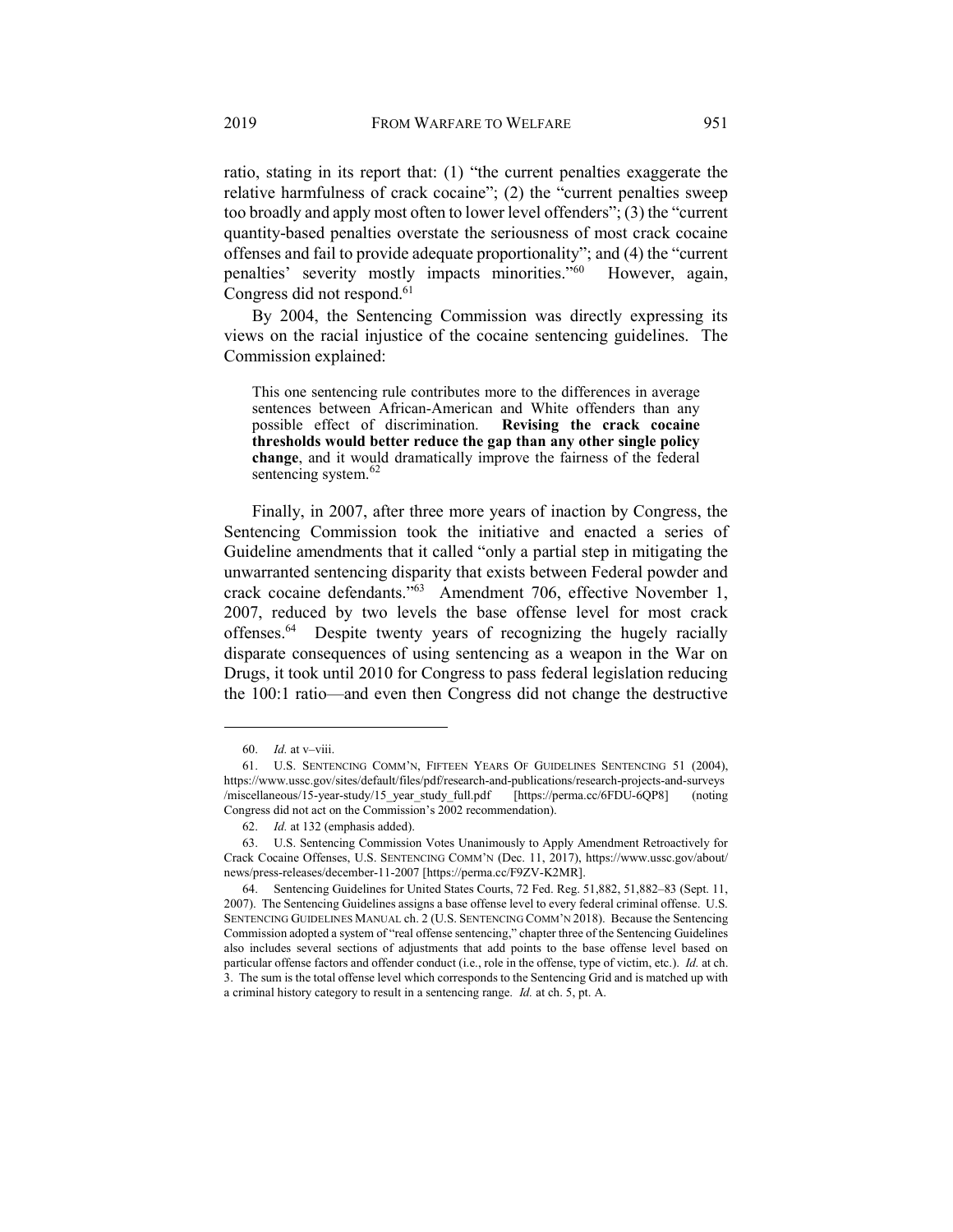ratio, stating in its report that: (1) "the current penalties exaggerate the relative harmfulness of crack cocaine"; (2) the "current penalties sweep too broadly and apply most often to lower level offenders"; (3) the "current quantity-based penalties overstate the seriousness of most crack cocaine offenses and fail to provide adequate proportionality"; and (4) the "current penalties' severity mostly impacts minorities."[60] However, again, Congress did not respond.[61]

By 2004, the Sentencing Commission was directly expressing its views on the racial injustice of the cocaine sentencing guidelines. The Commission explained:

> This one sentencing rule contributes more to the differences in average sentences between African-American and White offenders than any possible effect of discrimination. **Revising the crack cocaine thresholds would better reduce the gap than any other single policy change**, and it would dramatically improve the fairness of the federal sentencing system.[62]

Finally, in 2007, after three more years of inaction by Congress, the Sentencing Commission took the initiative and enacted a series of Guideline amendments that it called "only a partial step in mitigating the unwarranted sentencing disparity that exists between Federal powder and crack cocaine defendants."[63] Amendment 706, effective November 1, 2007, reduced by two levels the base offense level for most crack offenses.[64] Despite twenty years of recognizing the hugely racially disparate consequences of using sentencing as a weapon in the War on Drugs, it took until 2010 for Congress to pass federal legislation reducing the 100:1 ratio—and even then Congress did not change the destructive

---

60. *Id.* at v–viii.

61. U.S. SENTENCING COMM'N, FIFTEEN YEARS OF GUIDELINES SENTENCING 51 (2004), https://www.ussc.gov/sites/default/files/pdf/research-and-publications/research-projects-and-surveys/miscellaneous/15-year-study/15_year_study_full.pdf [https://perma.cc/6FDU-6QP8] (noting Congress did not act on the Commission's 2002 recommendation).

62. *Id.* at 132 (emphasis added).

63. U.S. Sentencing Commission Votes Unanimously to Apply Amendment Retroactively for Crack Cocaine Offenses, U.S. SENTENCING COMM'N (Dec. 11, 2017), https://www.ussc.gov/about/news/press-releases/december-11-2007 [https://perma.cc/F9ZV-K2MR].

64. Sentencing Guidelines for United States Courts, 72 Fed. Reg. 51,882, 51,882–83 (Sept. 11, 2007). The Sentencing Guidelines assigns a base offense level to every federal criminal offense. U.S. SENTENCING GUIDELINES MANUAL ch. 2 (U.S. SENTENCING COMM'N 2018). Because the Sentencing Commission adopted a system of "real offense sentencing," chapter three of the Sentencing Guidelines also includes several sections of adjustments that add points to the base offense level based on particular offense factors and offender conduct (i.e., role in the offense, type of victim, etc.). *Id.* at ch. 3. The sum is the total offense level which corresponds to the Sentencing Grid and is matched up with a criminal history category to result in a sentencing range. *Id.* at ch. 5, pt. A.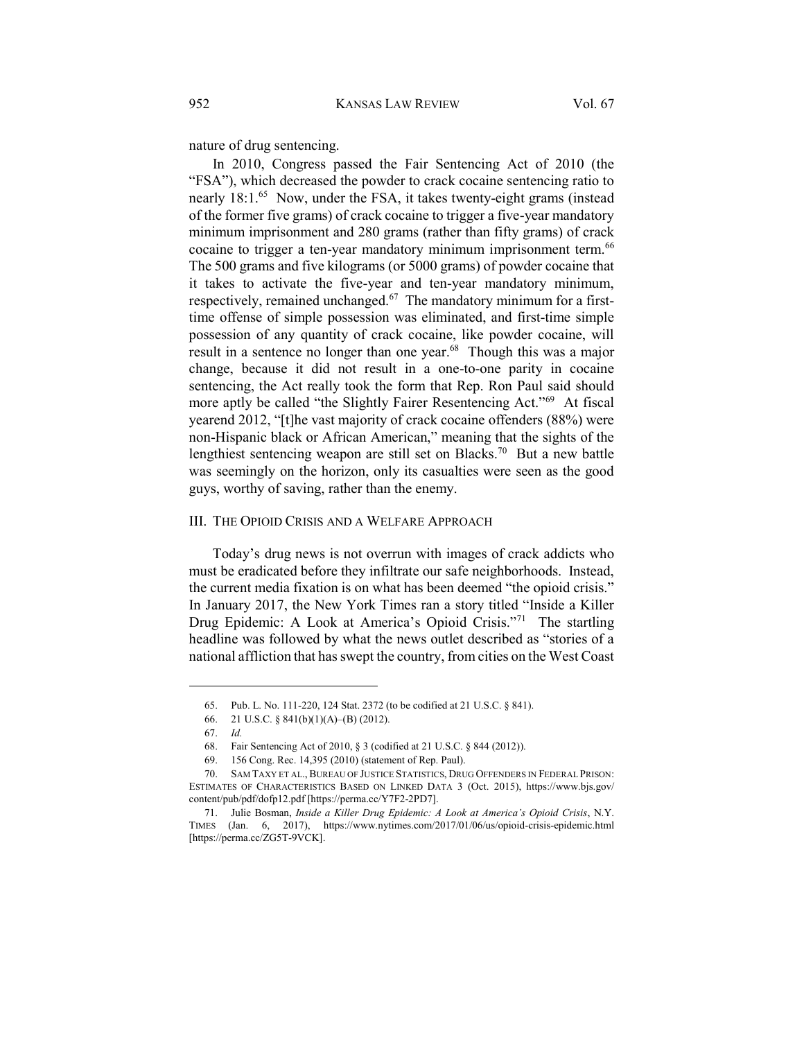nature of drug sentencing.

In 2010, Congress passed the Fair Sentencing Act of 2010 (the "FSA"), which decreased the powder to crack cocaine sentencing ratio to nearly 18:1.[65] Now, under the FSA, it takes twenty-eight grams (instead of the former five grams) of crack cocaine to trigger a five-year mandatory minimum imprisonment and 280 grams (rather than fifty grams) of crack cocaine to trigger a ten-year mandatory minimum imprisonment term.[66] The 500 grams and five kilograms (or 5000 grams) of powder cocaine that it takes to activate the five-year and ten-year mandatory minimum, respectively, remained unchanged.[67] The mandatory minimum for a first-time offense of simple possession was eliminated, and first-time simple possession of any quantity of crack cocaine, like powder cocaine, will result in a sentence no longer than one year.[68] Though this was a major change, because it did not result in a one-to-one parity in cocaine sentencing, the Act really took the form that Rep. Ron Paul said should more aptly be called "the Slightly Fairer Resentencing Act."[69] At fiscal yearend 2012, "[t]he vast majority of crack cocaine offenders (88%) were non-Hispanic black or African American," meaning that the sights of the lengthiest sentencing weapon are still set on Blacks.[70] But a new battle was seemingly on the horizon, only its casualties were seen as the good guys, worthy of saving, rather than the enemy.

## III. THE OPIOID CRISIS AND A WELFARE APPROACH

Today's drug news is not overrun with images of crack addicts who must be eradicated before they infiltrate our safe neighborhoods. Instead, the current media fixation is on what has been deemed "the opioid crisis." In January 2017, the New York Times ran a story titled "Inside a Killer Drug Epidemic: A Look at America's Opioid Crisis."[71] The startling headline was followed by what the news outlet described as "stories of a national affliction that has swept the country, from cities on the West Coast

---

65. Pub. L. No. 111-220, 124 Stat. 2372 (to be codified at 21 U.S.C. § 841).

66. 21 U.S.C. § 841(b)(1)(A)–(B) (2012).

67. *Id.*

68. Fair Sentencing Act of 2010, § 3 (codified at 21 U.S.C. § 844 (2012)).

69. 156 Cong. Rec. 14,395 (2010) (statement of Rep. Paul).

70. SAM TAXY ET AL., BUREAU OF JUSTICE STATISTICS, DRUG OFFENDERS IN FEDERAL PRISON: ESTIMATES OF CHARACTERISTICS BASED ON LINKED DATA 3 (Oct. 2015), https://www.bjs.gov/content/pub/pdf/dofp12.pdf [https://perma.cc/Y7F2-2PD7].

71. Julie Bosman, *Inside a Killer Drug Epidemic: A Look at America's Opioid Crisis*, N.Y. TIMES (Jan. 6, 2017), https://www.nytimes.com/2017/01/06/us/opioid-crisis-epidemic.html [https://perma.cc/ZG5T-9VCK].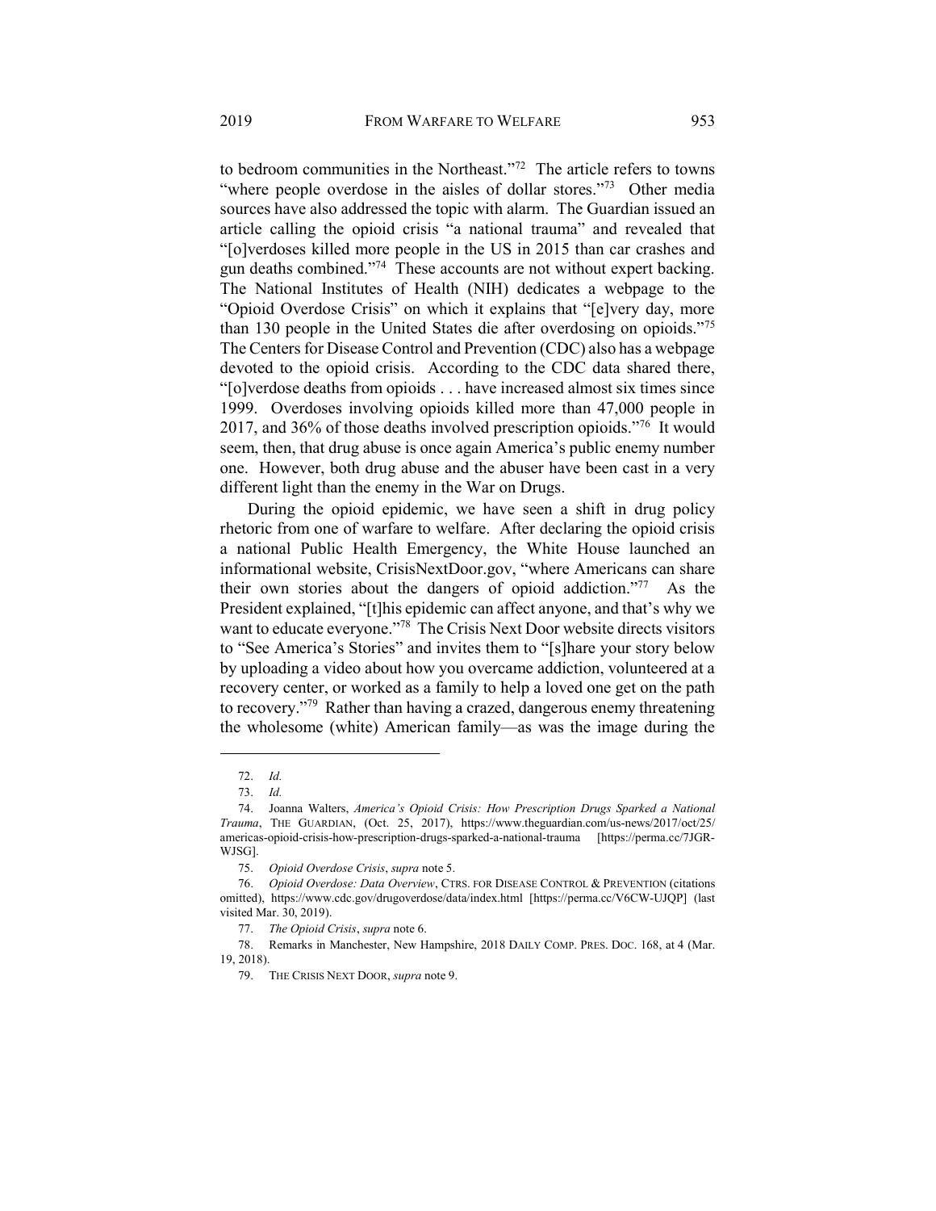to bedroom communities in the Northeast."[72] The article refers to towns "where people overdose in the aisles of dollar stores."[73] Other media sources have also addressed the topic with alarm. The Guardian issued an article calling the opioid crisis "a national trauma" and revealed that "[o]verdoses killed more people in the US in 2015 than car crashes and gun deaths combined."[74] These accounts are not without expert backing. The National Institutes of Health (NIH) dedicates a webpage to the "Opioid Overdose Crisis" on which it explains that "[e]very day, more than 130 people in the United States die after overdosing on opioids."[75] The Centers for Disease Control and Prevention (CDC) also has a webpage devoted to the opioid crisis. According to the CDC data shared there, "[o]verdose deaths from opioids . . . have increased almost six times since 1999. Overdoses involving opioids killed more than 47,000 people in 2017, and 36% of those deaths involved prescription opioids."[76] It would seem, then, that drug abuse is once again America's public enemy number one. However, both drug abuse and the abuser have been cast in a very different light than the enemy in the War on Drugs.

During the opioid epidemic, we have seen a shift in drug policy rhetoric from one of warfare to welfare. After declaring the opioid crisis a national Public Health Emergency, the White House launched an informational website, CrisisNextDoor.gov, "where Americans can share their own stories about the dangers of opioid addiction."[77] As the President explained, "[t]his epidemic can affect anyone, and that's why we want to educate everyone."[78] The Crisis Next Door website directs visitors to "See America's Stories" and invites them to "[s]hare your story below by uploading a video about how you overcame addiction, volunteered at a recovery center, or worked as a family to help a loved one get on the path to recovery."[79] Rather than having a crazed, dangerous enemy threatening the wholesome (white) American family—as was the image during the

---

72. *Id.*

73. *Id.*

74. Joanna Walters, *America's Opioid Crisis: How Prescription Drugs Sparked a National Trauma*, THE GUARDIAN, (Oct. 25, 2017), https://www.theguardian.com/us-news/2017/oct/25/americas-opioid-crisis-how-prescription-drugs-sparked-a-national-trauma [https://perma.cc/7JGR-WJSG].

75. *Opioid Overdose Crisis*, *supra* note 5.

76. *Opioid Overdose: Data Overview*, CTRS. FOR DISEASE CONTROL & PREVENTION (citations omitted), https://www.cdc.gov/drugoverdose/data/index.html [https://perma.cc/V6CW-UJQP] (last visited Mar. 30, 2019).

77. *The Opioid Crisis*, *supra* note 6.

78. Remarks in Manchester, New Hampshire, 2018 DAILY COMP. PRES. DOC. 168, at 4 (Mar. 19, 2018).

79. THE CRISIS NEXT DOOR, *supra* note 9.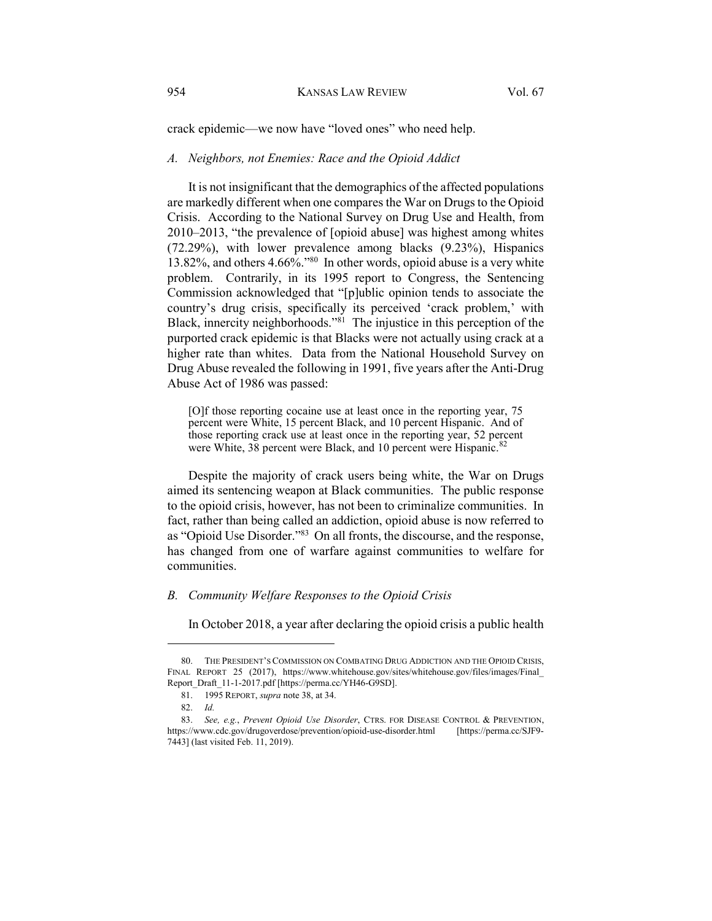crack epidemic—we now have "loved ones" who need help.

### *A. Neighbors, not Enemies: Race and the Opioid Addict*

It is not insignificant that the demographics of the affected populations are markedly different when one compares the War on Drugs to the Opioid Crisis. According to the National Survey on Drug Use and Health, from 2010–2013, "the prevalence of [opioid abuse] was highest among whites (72.29%), with lower prevalence among blacks (9.23%), Hispanics 13.82%, and others 4.66%."[80] In other words, opioid abuse is a very white problem. Contrarily, in its 1995 report to Congress, the Sentencing Commission acknowledged that "[p]ublic opinion tends to associate the country's drug crisis, specifically its perceived 'crack problem,' with Black, innercity neighborhoods."[81] The injustice in this perception of the purported crack epidemic is that Blacks were not actually using crack at a higher rate than whites. Data from the National Household Survey on Drug Abuse revealed the following in 1991, five years after the Anti-Drug Abuse Act of 1986 was passed:

> [O]f those reporting cocaine use at least once in the reporting year, 75 percent were White, 15 percent Black, and 10 percent Hispanic. And of those reporting crack use at least once in the reporting year, 52 percent were White, 38 percent were Black, and 10 percent were Hispanic.[82]

Despite the majority of crack users being white, the War on Drugs aimed its sentencing weapon at Black communities. The public response to the opioid crisis, however, has not been to criminalize communities. In fact, rather than being called an addiction, opioid abuse is now referred to as "Opioid Use Disorder."[83] On all fronts, the discourse, and the response, has changed from one of warfare against communities to welfare for communities.

### *B. Community Welfare Responses to the Opioid Crisis*

In October 2018, a year after declaring the opioid crisis a public health

---

80. THE PRESIDENT'S COMMISSION ON COMBATING DRUG ADDICTION AND THE OPIOID CRISIS, FINAL REPORT 25 (2017), https://www.whitehouse.gov/sites/whitehouse.gov/files/images/Final_Report_Draft_11-1-2017.pdf [https://perma.cc/YH46-G9SD].

81. 1995 REPORT, *supra* note 38, at 34.

82. *Id.*

83. *See, e.g.*, *Prevent Opioid Use Disorder*, CTRS. FOR DISEASE CONTROL & PREVENTION, https://www.cdc.gov/drugoverdose/prevention/opioid-use-disorder.html [https://perma.cc/SJF9-7443] (last visited Feb. 11, 2019).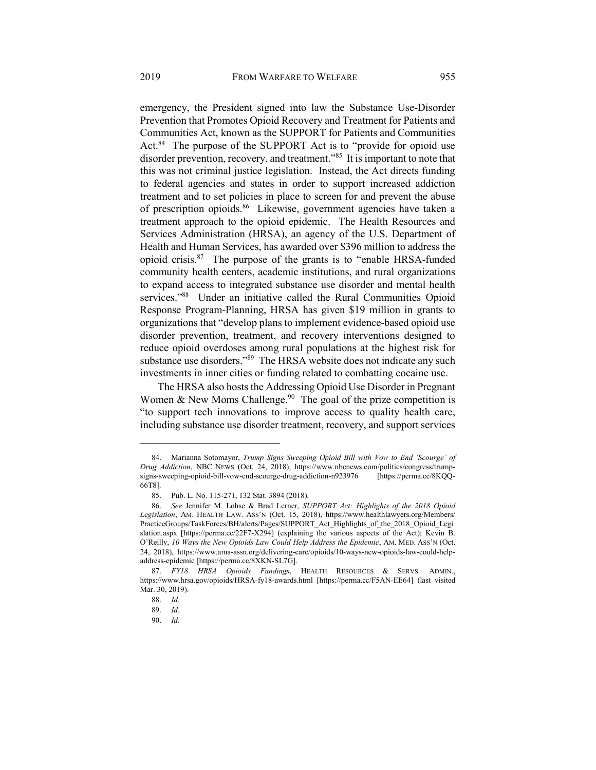emergency, the President signed into law the Substance Use-Disorder Prevention that Promotes Opioid Recovery and Treatment for Patients and Communities Act, known as the SUPPORT for Patients and Communities Act.[84] The purpose of the SUPPORT Act is to "provide for opioid use disorder prevention, recovery, and treatment."[85] It is important to note that this was not criminal justice legislation. Instead, the Act directs funding to federal agencies and states in order to support increased addiction treatment and to set policies in place to screen for and prevent the abuse of prescription opioids.[86] Likewise, government agencies have taken a treatment approach to the opioid epidemic. The Health Resources and Services Administration (HRSA), an agency of the U.S. Department of Health and Human Services, has awarded over $396 million to address the opioid crisis.[87] The purpose of the grants is to "enable HRSA-funded community health centers, academic institutions, and rural organizations to expand access to integrated substance use disorder and mental health services."[88] Under an initiative called the Rural Communities Opioid Response Program-Planning, HRSA has given $19 million in grants to organizations that "develop plans to implement evidence-based opioid use disorder prevention, treatment, and recovery interventions designed to reduce opioid overdoses among rural populations at the highest risk for substance use disorders."[89] The HRSA website does not indicate any such investments in inner cities or funding related to combatting cocaine use.

The HRSA also hosts the Addressing Opioid Use Disorder in Pregnant Women & New Moms Challenge.[90] The goal of the prize competition is "to support tech innovations to improve access to quality health care, including substance use disorder treatment, recovery, and support services

---

84. Marianna Sotomayor, *Trump Signs Sweeping Opioid Bill with Vow to End 'Scourge' of Drug Addiction*, NBC NEWS (Oct. 24, 2018), https://www.nbcnews.com/politics/congress/trump-signs-sweeping-opioid-bill-vow-end-scourge-drug-addiction-n923976 [https://perma.cc/8KQQ-66T8].

85. Pub. L. No. 115-271, 132 Stat. 3894 (2018).

86. *See* Jennifer M. Lohse & Brad Lerner, *SUPPORT Act: Highlights of the 2018 Opioid Legislation*, AM. HEALTH LAW. ASS'N (Oct. 15, 2018), https://www.healthlawyers.org/Members/PracticeGroups/TaskForces/BH/alerts/Pages/SUPPORT_Act_Highlights_of_the_2018_Opioid_Legislation.aspx [https://perma.cc/22F7-X294] (explaining the various aspects of the Act); Kevin B. O'Reilly, *10 Ways the New Opioids Law Could Help Address the Epidemic*, AM. MED. ASS'N (Oct. 24, 2018), https://www.ama-assn.org/delivering-care/opioids/10-ways-new-opioids-law-could-help-address-epidemic [https://perma.cc/8XKN-SL7G].

87. *FY18 HRSA Opioids Fundings*, HEALTH RESOURCES & SERVS. ADMIN., https://www.hrsa.gov/opioids/HRSA-fy18-awards.html [https://perma.cc/F5AN-EE64] (last visited Mar. 30, 2019).

88. *Id.*

89. *Id.*

90. *Id*.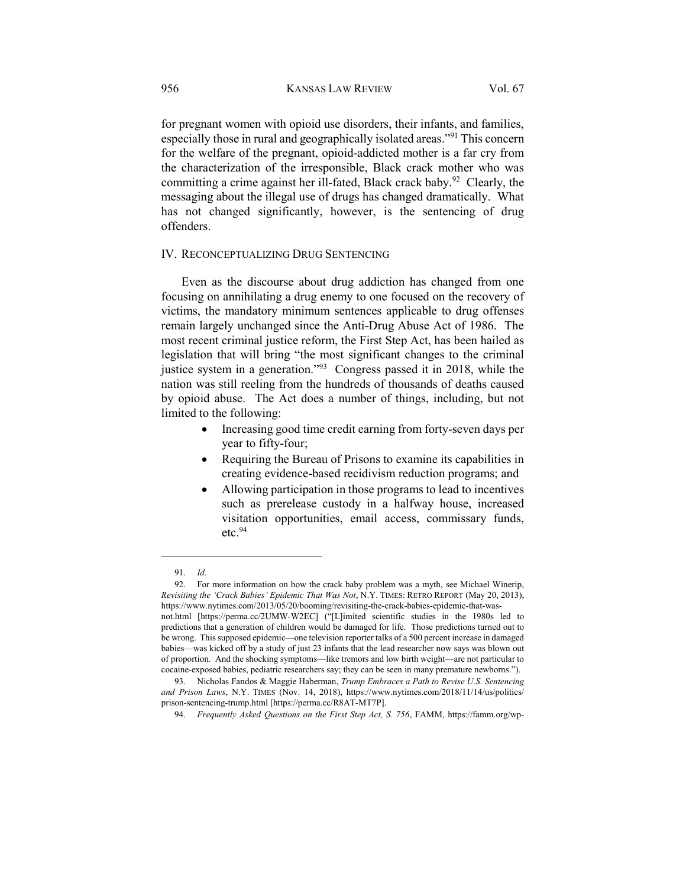for pregnant women with opioid use disorders, their infants, and families, especially those in rural and geographically isolated areas."[91] This concern for the welfare of the pregnant, opioid-addicted mother is a far cry from the characterization of the irresponsible, Black crack mother who was committing a crime against her ill-fated, Black crack baby.[92] Clearly, the messaging about the illegal use of drugs has changed dramatically. What has not changed significantly, however, is the sentencing of drug offenders.

## IV. Reconceptualizing Drug Sentencing

Even as the discourse about drug addiction has changed from one focusing on annihilating a drug enemy to one focused on the recovery of victims, the mandatory minimum sentences applicable to drug offenses remain largely unchanged since the Anti-Drug Abuse Act of 1986. The most recent criminal justice reform, the First Step Act, has been hailed as legislation that will bring "the most significant changes to the criminal justice system in a generation."[93] Congress passed it in 2018, while the nation was still reeling from the hundreds of thousands of deaths caused by opioid abuse. The Act does a number of things, including, but not limited to the following:

- Increasing good time credit earning from forty-seven days per year to fifty-four;
- Requiring the Bureau of Prisons to examine its capabilities in creating evidence-based recidivism reduction programs; and
- Allowing participation in those programs to lead to incentives such as prerelease custody in a halfway house, increased visitation opportunities, email access, commissary funds, etc.[94]

---

91. *Id*.

92. For more information on how the crack baby problem was a myth, see Michael Winerip, *Revisiting the 'Crack Babies' Epidemic That Was Not*, N.Y. Times: Retro Report (May 20, 2013), https://www.nytimes.com/2013/05/20/booming/revisiting-the-crack-babies-epidemic-that-was-not.html [https://perma.cc/2UMW-W2EC] ("[L]imited scientific studies in the 1980s led to predictions that a generation of children would be damaged for life. Those predictions turned out to be wrong. This supposed epidemic—one television reporter talks of a 500 percent increase in damaged babies—was kicked off by a study of just 23 infants that the lead researcher now says was blown out of proportion. And the shocking symptoms—like tremors and low birth weight—are not particular to cocaine-exposed babies, pediatric researchers say; they can be seen in many premature newborns.").

93. Nicholas Fandos & Maggie Haberman, *Trump Embraces a Path to Revise U.S. Sentencing and Prison Laws*, N.Y. Times (Nov. 14, 2018), https://www.nytimes.com/2018/11/14/us/politics/prison-sentencing-trump.html [https://perma.cc/R8AT-MT7P].

94. *Frequently Asked Questions on the First Step Act, S. 756*, FAMM, https://famm.org/wp-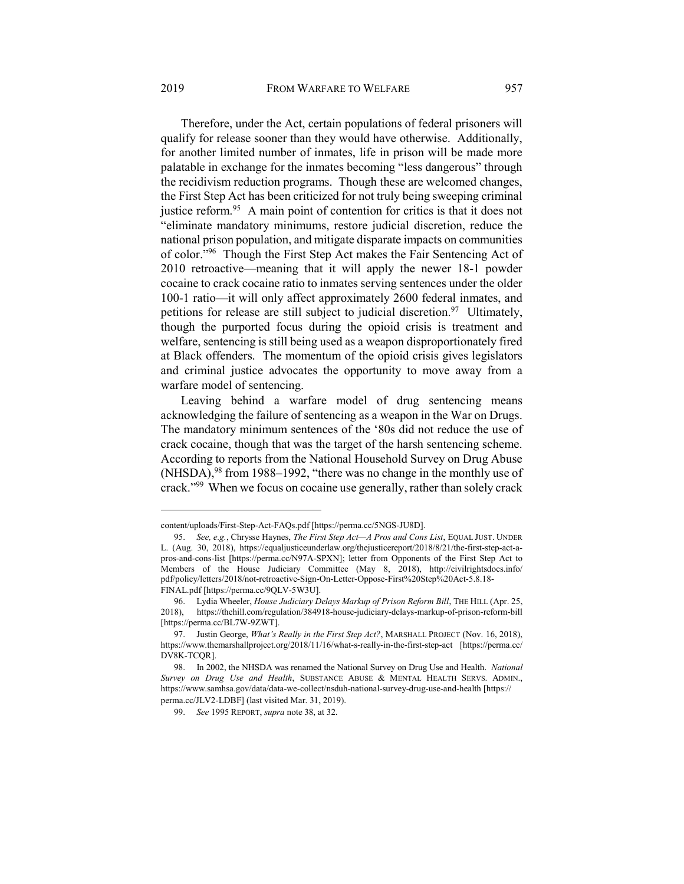Therefore, under the Act, certain populations of federal prisoners will qualify for release sooner than they would have otherwise. Additionally, for another limited number of inmates, life in prison will be made more palatable in exchange for the inmates becoming "less dangerous" through the recidivism reduction programs. Though these are welcomed changes, the First Step Act has been criticized for not truly being sweeping criminal justice reform.[95] A main point of contention for critics is that it does not "eliminate mandatory minimums, restore judicial discretion, reduce the national prison population, and mitigate disparate impacts on communities of color."[96] Though the First Step Act makes the Fair Sentencing Act of 2010 retroactive—meaning that it will apply the newer 18-1 powder cocaine to crack cocaine ratio to inmates serving sentences under the older 100-1 ratio—it will only affect approximately 2600 federal inmates, and petitions for release are still subject to judicial discretion.[97] Ultimately, though the purported focus during the opioid crisis is treatment and welfare, sentencing is still being used as a weapon disproportionately fired at Black offenders. The momentum of the opioid crisis gives legislators and criminal justice advocates the opportunity to move away from a warfare model of sentencing.

Leaving behind a warfare model of drug sentencing means acknowledging the failure of sentencing as a weapon in the War on Drugs. The mandatory minimum sentences of the '80s did not reduce the use of crack cocaine, though that was the target of the harsh sentencing scheme. According to reports from the National Household Survey on Drug Abuse (NHSDA),[98] from 1988–1992, "there was no change in the monthly use of crack."[99] When we focus on cocaine use generally, rather than solely crack

---

content/uploads/First-Step-Act-FAQs.pdf [https://perma.cc/5NGS-JU8D].

95. *See, e.g.*, Chrysse Haynes, *The First Step Act—A Pros and Cons List*, EQUAL JUST. UNDER L. (Aug. 30, 2018), https://equaljusticeunderlaw.org/thejusticereport/2018/8/21/the-first-step-act-a-pros-and-cons-list [https://perma.cc/N97A-SPXN]; letter from Opponents of the First Step Act to Members of the House Judiciary Committee (May 8, 2018), http://civilrightsdocs.info/pdf/policy/letters/2018/not-retroactive-Sign-On-Letter-Oppose-First%20Step%20Act-5.8.18-FINAL.pdf [https://perma.cc/9QLV-5W3U].

96. Lydia Wheeler, *House Judiciary Delays Markup of Prison Reform Bill*, THE HILL (Apr. 25, 2018), https://thehill.com/regulation/384918-house-judiciary-delays-markup-of-prison-reform-bill [https://perma.cc/BL7W-9ZWT].

97. Justin George, *What's Really in the First Step Act?*, MARSHALL PROJECT (Nov. 16, 2018), https://www.themarshallproject.org/2018/11/16/what-s-really-in-the-first-step-act [https://perma.cc/DV8K-TCQR].

98. In 2002, the NHSDA was renamed the National Survey on Drug Use and Health. *National Survey on Drug Use and Health*, SUBSTANCE ABUSE & MENTAL HEALTH SERVS. ADMIN., https://www.samhsa.gov/data/data-we-collect/nsduh-national-survey-drug-use-and-health [https://perma.cc/JLV2-LDBF] (last visited Mar. 31, 2019).

99. *See* 1995 REPORT, *supra* note 38, at 32.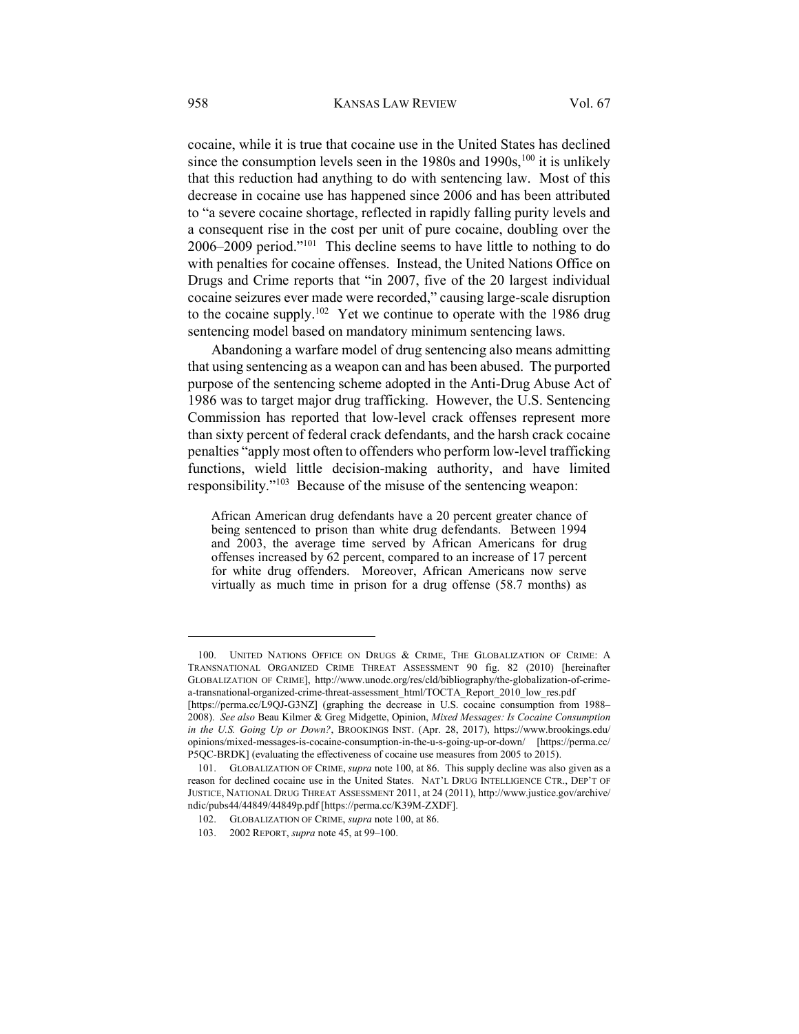cocaine, while it is true that cocaine use in the United States has declined since the consumption levels seen in the 1980s and 1990s,[100] it is unlikely that this reduction had anything to do with sentencing law. Most of this decrease in cocaine use has happened since 2006 and has been attributed to "a severe cocaine shortage, reflected in rapidly falling purity levels and a consequent rise in the cost per unit of pure cocaine, doubling over the 2006–2009 period."[101] This decline seems to have little to nothing to do with penalties for cocaine offenses. Instead, the United Nations Office on Drugs and Crime reports that "in 2007, five of the 20 largest individual cocaine seizures ever made were recorded," causing large-scale disruption to the cocaine supply.[102] Yet we continue to operate with the 1986 drug sentencing model based on mandatory minimum sentencing laws.

Abandoning a warfare model of drug sentencing also means admitting that using sentencing as a weapon can and has been abused. The purported purpose of the sentencing scheme adopted in the Anti-Drug Abuse Act of 1986 was to target major drug trafficking. However, the U.S. Sentencing Commission has reported that low-level crack offenses represent more than sixty percent of federal crack defendants, and the harsh crack cocaine penalties "apply most often to offenders who perform low-level trafficking functions, wield little decision-making authority, and have limited responsibility."[103] Because of the misuse of the sentencing weapon:

> African American drug defendants have a 20 percent greater chance of being sentenced to prison than white drug defendants. Between 1994 and 2003, the average time served by African Americans for drug offenses increased by 62 percent, compared to an increase of 17 percent for white drug offenders. Moreover, African Americans now serve virtually as much time in prison for a drug offense (58.7 months) as

---

100. UNITED NATIONS OFFICE ON DRUGS & CRIME, THE GLOBALIZATION OF CRIME: A TRANSNATIONAL ORGANIZED CRIME THREAT ASSESSMENT 90 fig. 82 (2010) [hereinafter GLOBALIZATION OF CRIME], http://www.unodc.org/res/cld/bibliography/the-globalization-of-crime-a-transnational-organized-crime-threat-assessment_html/TOCTA_Report_2010_low_res.pdf [https://perma.cc/L9QJ-G3NZ] (graphing the decrease in U.S. cocaine consumption from 1988–2008). *See also* Beau Kilmer & Greg Midgette, Opinion, *Mixed Messages: Is Cocaine Consumption in the U.S. Going Up or Down?*, BROOKINGS INST. (Apr. 28, 2017), https://www.brookings.edu/opinions/mixed-messages-is-cocaine-consumption-in-the-u-s-going-up-or-down/ [https://perma.cc/P5QC-BRDK] (evaluating the effectiveness of cocaine use measures from 2005 to 2015).

101. GLOBALIZATION OF CRIME, *supra* note 100, at 86. This supply decline was also given as a reason for declined cocaine use in the United States. NAT'L DRUG INTELLIGENCE CTR., DEP'T OF JUSTICE, NATIONAL DRUG THREAT ASSESSMENT 2011, at 24 (2011), http://www.justice.gov/archive/ndic/pubs44/44849/44849p.pdf [https://perma.cc/K39M-ZXDF].

102. GLOBALIZATION OF CRIME, *supra* note 100, at 86.

103. 2002 REPORT, *supra* note 45, at 99–100.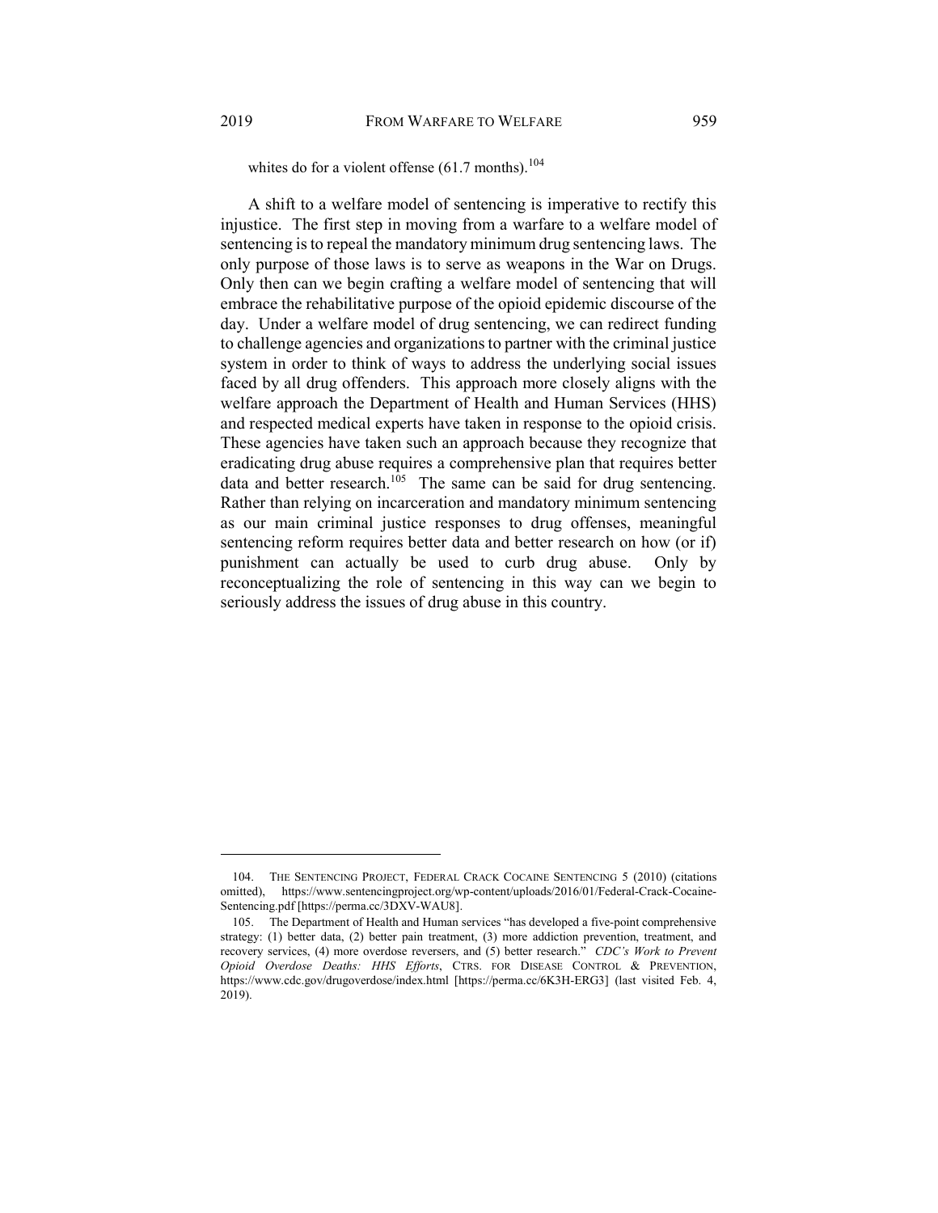whites do for a violent offense (61.7 months).[104]

A shift to a welfare model of sentencing is imperative to rectify this injustice. The first step in moving from a warfare to a welfare model of sentencing is to repeal the mandatory minimum drug sentencing laws. The only purpose of those laws is to serve as weapons in the War on Drugs. Only then can we begin crafting a welfare model of sentencing that will embrace the rehabilitative purpose of the opioid epidemic discourse of the day. Under a welfare model of drug sentencing, we can redirect funding to challenge agencies and organizations to partner with the criminal justice system in order to think of ways to address the underlying social issues faced by all drug offenders. This approach more closely aligns with the welfare approach the Department of Health and Human Services (HHS) and respected medical experts have taken in response to the opioid crisis. These agencies have taken such an approach because they recognize that eradicating drug abuse requires a comprehensive plan that requires better data and better research.[105] The same can be said for drug sentencing. Rather than relying on incarceration and mandatory minimum sentencing as our main criminal justice responses to drug offenses, meaningful sentencing reform requires better data and better research on how (or if) punishment can actually be used to curb drug abuse. Only by reconceptualizing the role of sentencing in this way can we begin to seriously address the issues of drug abuse in this country.

---

104. THE SENTENCING PROJECT, FEDERAL CRACK COCAINE SENTENCING 5 (2010) (citations omitted), https://www.sentencingproject.org/wp-content/uploads/2016/01/Federal-Crack-Cocaine-Sentencing.pdf [https://perma.cc/3DXV-WAU8].

105. The Department of Health and Human services "has developed a five-point comprehensive strategy: (1) better data, (2) better pain treatment, (3) more addiction prevention, treatment, and recovery services, (4) more overdose reversers, and (5) better research." *CDC's Work to Prevent Opioid Overdose Deaths: HHS Efforts*, CTRS. FOR DISEASE CONTROL & PREVENTION, https://www.cdc.gov/drugoverdose/index.html [https://perma.cc/6K3H-ERG3] (last visited Feb. 4, 2019).